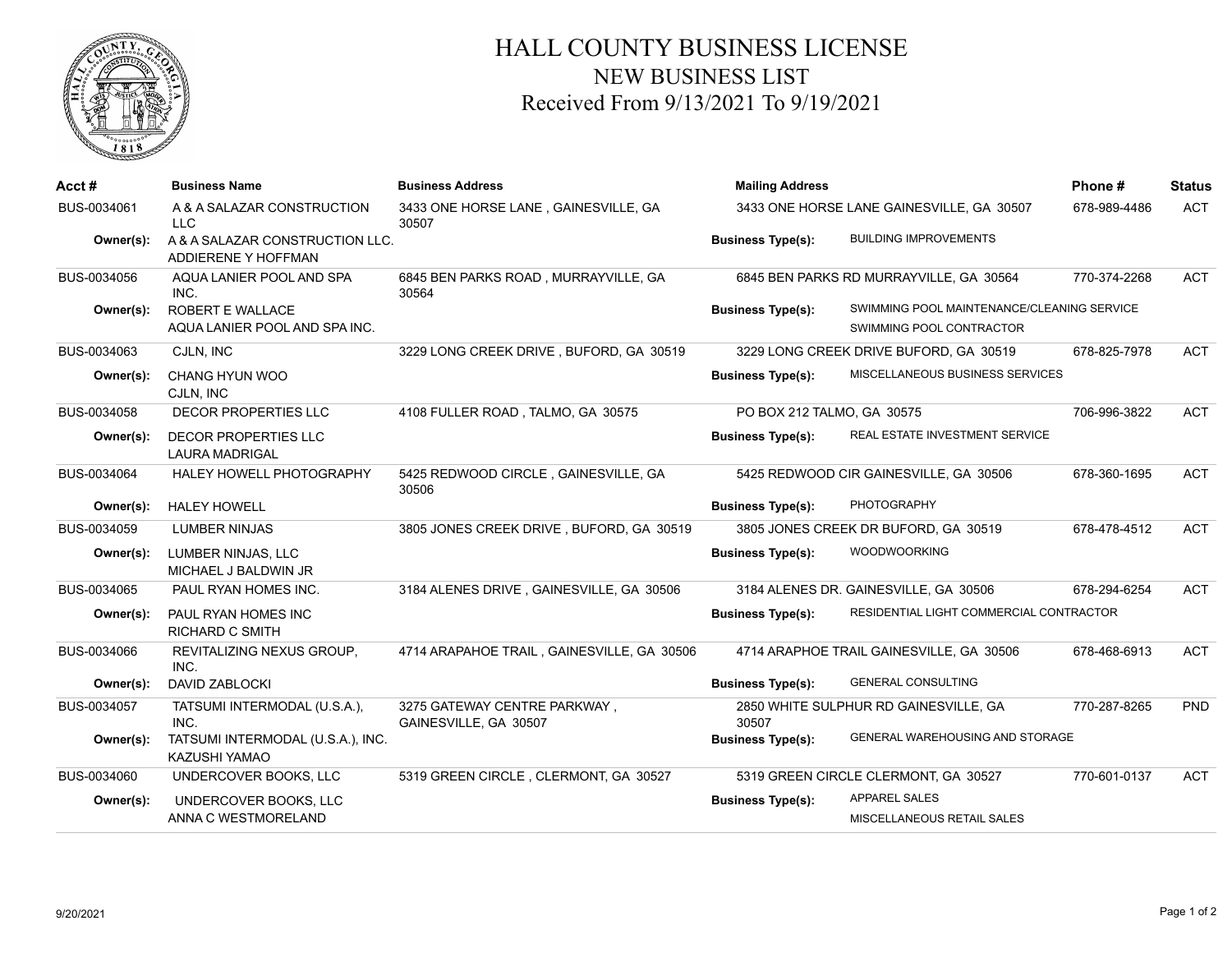# HALL COUNTY BUSINESS LICENSE

## NEW BUSINESS LIST

### Received From 9/13/2021 To 9/19/2021

| Acct # | Business Name | Business Address | Mailing Address | | Phone # | Status |
|---|---|---|---|---|---|---|
| BUS-0034061 | A & A SALAZAR CONSTRUCTION LLC | 3433 ONE HORSE LANE , GAINESVILLE, GA 30507 | 3433 ONE HORSE LANE GAINESVILLE, GA 30507 | | 678-989-4486 | ACT |
| Owner(s): | A & A SALAZAR CONSTRUCTION LLC. ADDIERENE Y HOFFMAN | | Business Type(s): | BUILDING IMPROVEMENTS | | |
| BUS-0034056 | AQUA LANIER POOL AND SPA INC. | 6845 BEN PARKS ROAD , MURRAYVILLE, GA 30564 | 6845 BEN PARKS RD MURRAYVILLE, GA 30564 | | 770-374-2268 | ACT |
| Owner(s): | ROBERT E WALLACE AQUA LANIER POOL AND SPA INC. | | Business Type(s): | SWIMMING POOL MAINTENANCE/CLEANING SERVICE SWIMMING POOL CONTRACTOR | | |
| BUS-0034063 | CJLN, INC | 3229 LONG CREEK DRIVE , BUFORD, GA 30519 | 3229 LONG CREEK DRIVE BUFORD, GA 30519 | | 678-825-7978 | ACT |
| Owner(s): | CHANG HYUN WOO CJLN, INC | | Business Type(s): | MISCELLANEOUS BUSINESS SERVICES | | |
| BUS-0034058 | DECOR PROPERTIES LLC | 4108 FULLER ROAD , TALMO, GA 30575 | PO BOX 212 TALMO, GA 30575 | | 706-996-3822 | ACT |
| Owner(s): | DECOR PROPERTIES LLC LAURA MADRIGAL | | Business Type(s): | REAL ESTATE INVESTMENT SERVICE | | |
| BUS-0034064 | HALEY HOWELL PHOTOGRAPHY | 5425 REDWOOD CIRCLE , GAINESVILLE, GA 30506 | 5425 REDWOOD CIR GAINESVILLE, GA 30506 | | 678-360-1695 | ACT |
| Owner(s): | HALEY HOWELL | | Business Type(s): | PHOTOGRAPHY | | |
| BUS-0034059 | LUMBER NINJAS | 3805 JONES CREEK DRIVE , BUFORD, GA 30519 | 3805 JONES CREEK DR BUFORD, GA 30519 | | 678-478-4512 | ACT |
| Owner(s): | LUMBER NINJAS, LLC MICHAEL J BALDWIN JR | | Business Type(s): | WOODWOORKING | | |
| BUS-0034065 | PAUL RYAN HOMES INC. | 3184 ALENES DRIVE , GAINESVILLE, GA 30506 | 3184 ALENES DR. GAINESVILLE, GA 30506 | | 678-294-6254 | ACT |
| Owner(s): | PAUL RYAN HOMES INC RICHARD C SMITH | | Business Type(s): | RESIDENTIAL LIGHT COMMERCIAL CONTRACTOR | | |
| BUS-0034066 | REVITALIZING NEXUS GROUP, INC. | 4714 ARAPAHOE TRAIL , GAINESVILLE, GA 30506 | 4714 ARAPHOE TRAIL GAINESVILLE, GA 30506 | | 678-468-6913 | ACT |
| Owner(s): | DAVID ZABLOCKI | | Business Type(s): | GENERAL CONSULTING | | |
| BUS-0034057 | TATSUMI INTERMODAL (U.S.A.), INC. | 3275 GATEWAY CENTRE PARKWAY , GAINESVILLE, GA 30507 | 2850 WHITE SULPHUR RD GAINESVILLE, GA 30507 | | 770-287-8265 | PND |
| Owner(s): | TATSUMI INTERMODAL (U.S.A.), INC. KAZUSHI YAMAO | | Business Type(s): | GENERAL WAREHOUSING AND STORAGE | | |
| BUS-0034060 | UNDERCOVER BOOKS, LLC | 5319 GREEN CIRCLE , CLERMONT, GA 30527 | 5319 GREEN CIRCLE CLERMONT, GA 30527 | | 770-601-0137 | ACT |
| Owner(s): | UNDERCOVER BOOKS, LLC ANNA C WESTMORELAND | | Business Type(s): | APPAREL SALES MISCELLANEOUS RETAIL SALES | | |

9/20/2021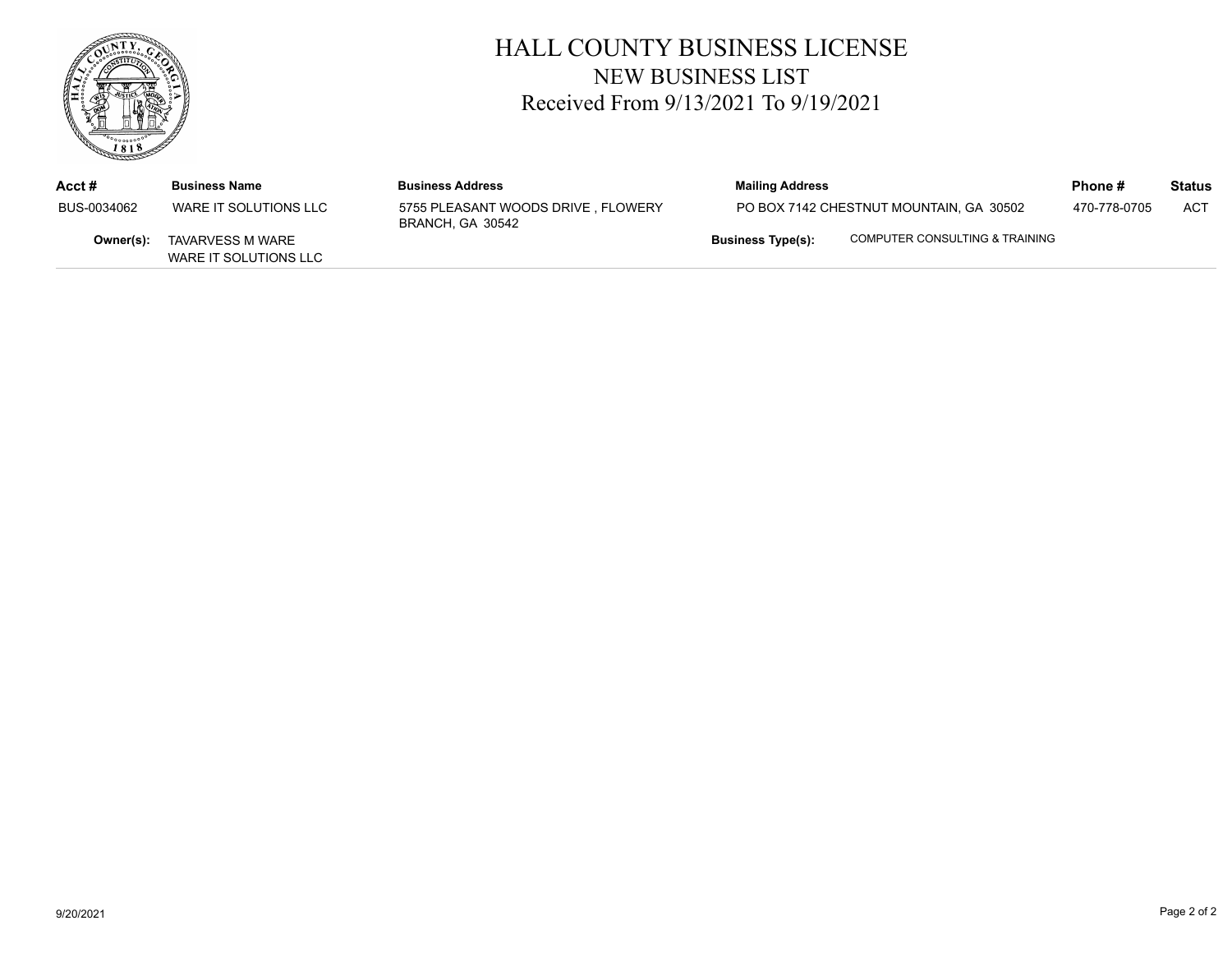# HALL COUNTY BUSINESS LICENSE

## NEW BUSINESS LIST

### Received From 9/13/2021 To 9/19/2021

| Acct # | Business Name | Business Address | Mailing Address | Phone # | Status |
|---|---|---|---|---|---|
| BUS-0034062 | WARE IT SOLUTIONS LLC | 5755 PLEASANT WOODS DRIVE , FLOWERY BRANCH, GA 30542 | PO BOX 7142 CHESTNUT MOUNTAIN, GA 30502 | 470-778-0705 | ACT |
| **Owner(s):** | TAVARVESS M WARE<br>WARE IT SOLUTIONS LLC | | **Business Type(s):** COMPUTER CONSULTING & TRAINING | | |

9/20/2021